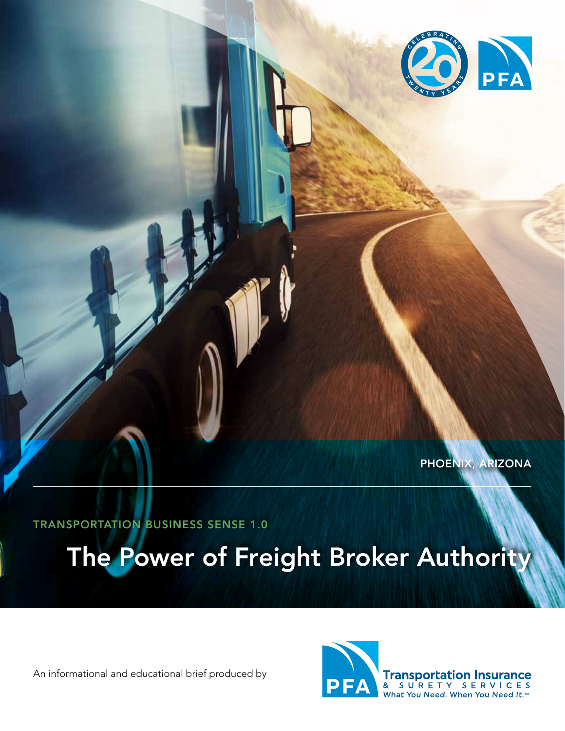PHOENIX, ARIZONA

TRANSPORTATION BUSINESS SENSE 1.0

# The Power of Freight Broker Authority

An informational and educational brief produced by

PFA Transportation Insurance & Surety Services

What You Need. When You Need It.™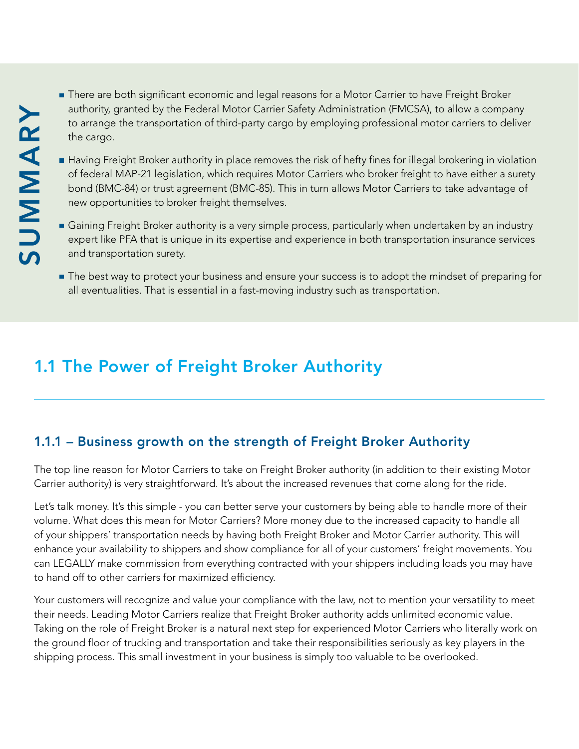## SUMMARY

- There are both significant economic and legal reasons for a Motor Carrier to have Freight Broker authority, granted by the Federal Motor Carrier Safety Administration (FMCSA), to allow a company to arrange the transportation of third-party cargo by employing professional motor carriers to deliver the cargo.
- Having Freight Broker authority in place removes the risk of hefty fines for illegal brokering in violation of federal MAP-21 legislation, which requires Motor Carriers who broker freight to have either a surety bond (BMC-84) or trust agreement (BMC-85). This in turn allows Motor Carriers to take advantage of new opportunities to broker freight themselves.
- Gaining Freight Broker authority is a very simple process, particularly when undertaken by an industry expert like PFA that is unique in its expertise and experience in both transportation insurance services and transportation surety.
- The best way to protect your business and ensure your success is to adopt the mindset of preparing for all eventualities. That is essential in a fast-moving industry such as transportation.

# 1.1 The Power of Freight Broker Authority

### 1.1.1 – Business growth on the strength of Freight Broker Authority

The top line reason for Motor Carriers to take on Freight Broker authority (in addition to their existing Motor Carrier authority) is very straightforward. It's about the increased revenues that come along for the ride.

Let's talk money. It's this simple - you can better serve your customers by being able to handle more of their volume. What does this mean for Motor Carriers? More money due to the increased capacity to handle all of your shippers' transportation needs by having both Freight Broker and Motor Carrier authority. This will enhance your availability to shippers and show compliance for all of your customers' freight movements. You can LEGALLY make commission from everything contracted with your shippers including loads you may have to hand off to other carriers for maximized efficiency.

Your customers will recognize and value your compliance with the law, not to mention your versatility to meet their needs. Leading Motor Carriers realize that Freight Broker authority adds unlimited economic value. Taking on the role of Freight Broker is a natural next step for experienced Motor Carriers who literally work on the ground floor of trucking and transportation and take their responsibilities seriously as key players in the shipping process. This small investment in your business is simply too valuable to be overlooked.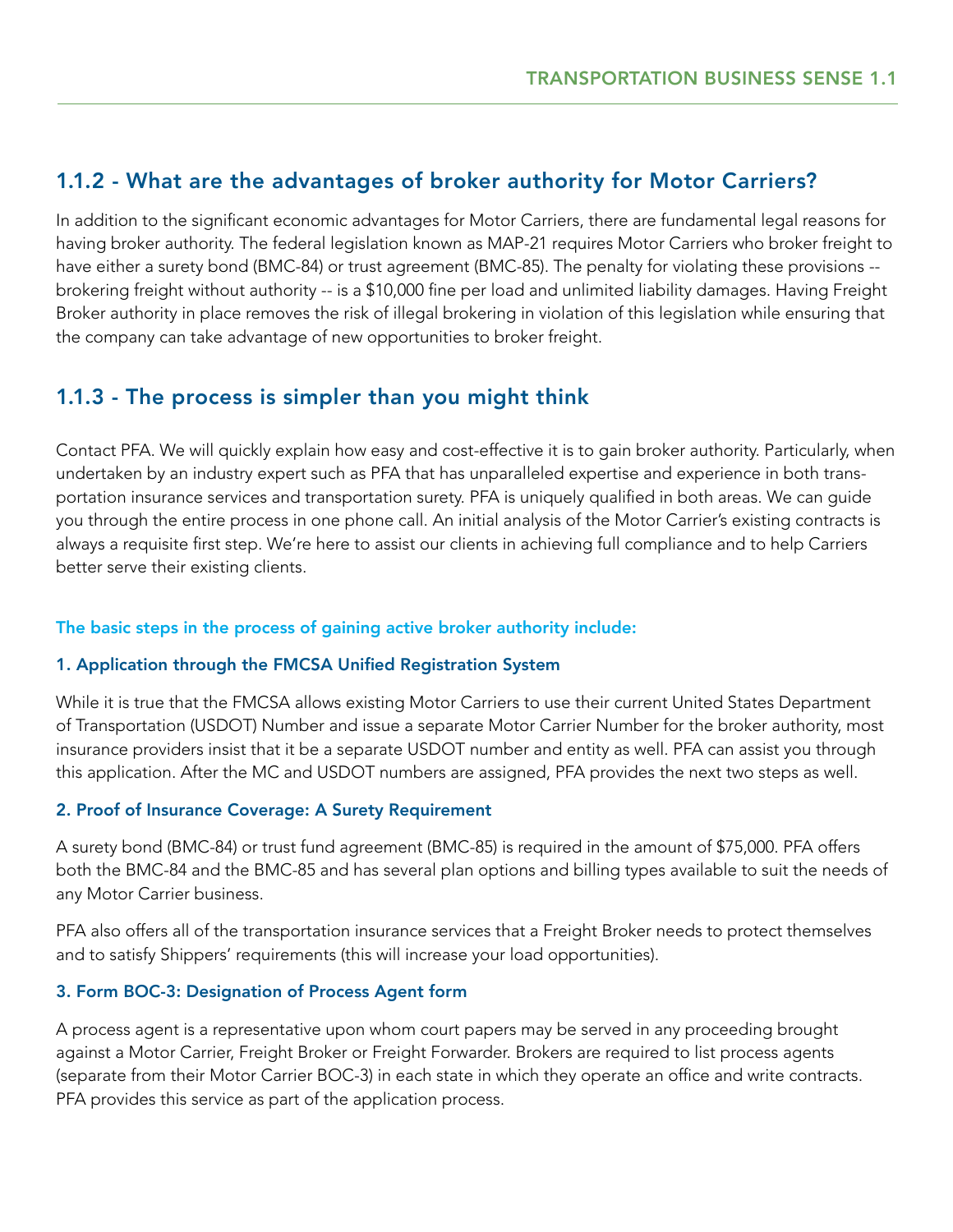## 1.1.2 - What are the advantages of broker authority for Motor Carriers?

In addition to the significant economic advantages for Motor Carriers, there are fundamental legal reasons for having broker authority. The federal legislation known as MAP-21 requires Motor Carriers who broker freight to have either a surety bond (BMC-84) or trust agreement (BMC-85). The penalty for violating these provisions -- brokering freight without authority -- is a $10,000 fine per load and unlimited liability damages. Having Freight Broker authority in place removes the risk of illegal brokering in violation of this legislation while ensuring that the company can take advantage of new opportunities to broker freight.

## 1.1.3 - The process is simpler than you might think

Contact PFA. We will quickly explain how easy and cost-effective it is to gain broker authority. Particularly, when undertaken by an industry expert such as PFA that has unparalleled expertise and experience in both transportation insurance services and transportation surety. PFA is uniquely qualified in both areas. We can guide you through the entire process in one phone call. An initial analysis of the Motor Carrier's existing contracts is always a requisite first step. We're here to assist our clients in achieving full compliance and to help Carriers better serve their existing clients.

**The basic steps in the process of gaining active broker authority include:**

### 1. Application through the FMCSA Unified Registration System

While it is true that the FMCSA allows existing Motor Carriers to use their current United States Department of Transportation (USDOT) Number and issue a separate Motor Carrier Number for the broker authority, most insurance providers insist that it be a separate USDOT number and entity as well. PFA can assist you through this application. After the MC and USDOT numbers are assigned, PFA provides the next two steps as well.

### 2. Proof of Insurance Coverage: A Surety Requirement

A surety bond (BMC-84) or trust fund agreement (BMC-85) is required in the amount of $75,000. PFA offers both the BMC-84 and the BMC-85 and has several plan options and billing types available to suit the needs of any Motor Carrier business.

PFA also offers all of the transportation insurance services that a Freight Broker needs to protect themselves and to satisfy Shippers' requirements (this will increase your load opportunities).

### 3. Form BOC-3: Designation of Process Agent form

A process agent is a representative upon whom court papers may be served in any proceeding brought against a Motor Carrier, Freight Broker or Freight Forwarder. Brokers are required to list process agents (separate from their Motor Carrier BOC-3) in each state in which they operate an office and write contracts. PFA provides this service as part of the application process.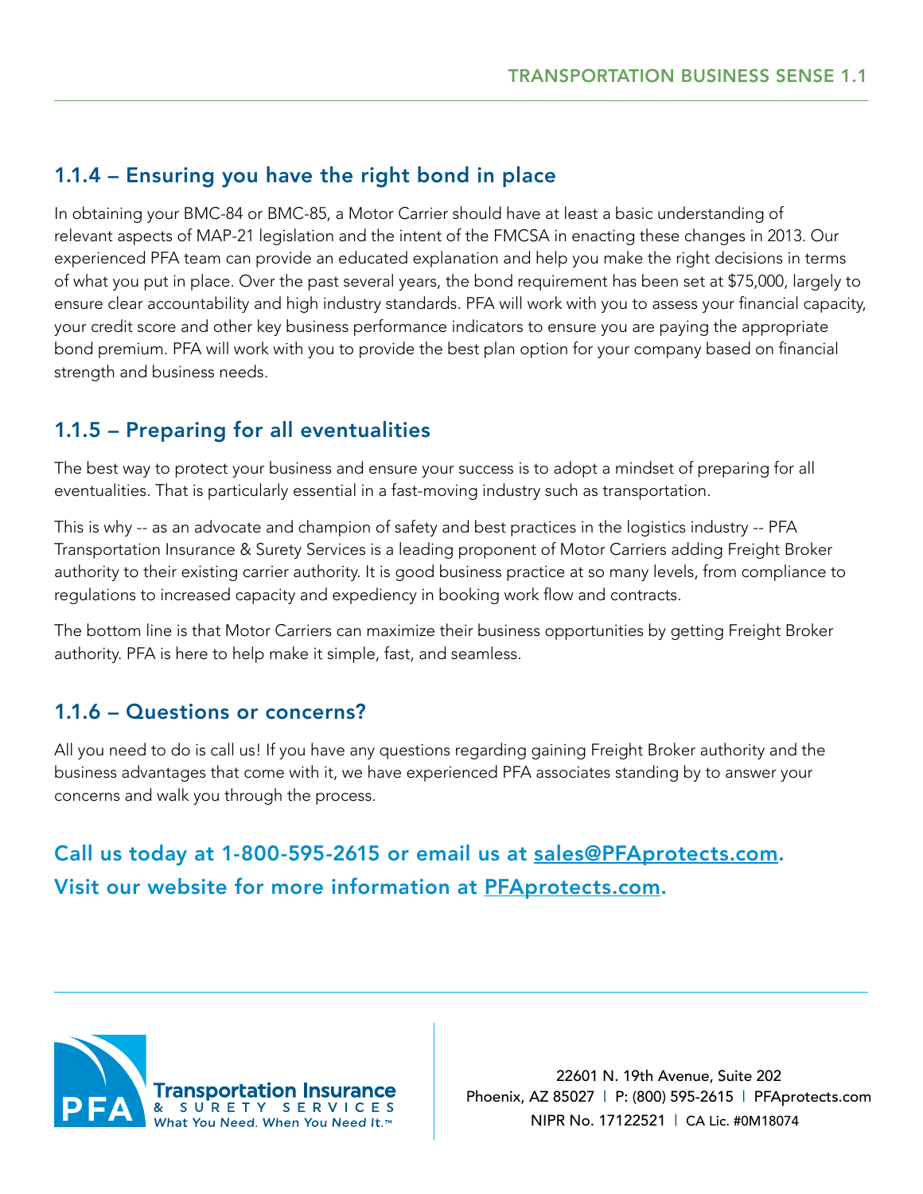## 1.1.4 – Ensuring you have the right bond in place

In obtaining your BMC-84 or BMC-85, a Motor Carrier should have at least a basic understanding of relevant aspects of MAP-21 legislation and the intent of the FMCSA in enacting these changes in 2013. Our experienced PFA team can provide an educated explanation and help you make the right decisions in terms of what you put in place. Over the past several years, the bond requirement has been set at $75,000, largely to ensure clear accountability and high industry standards. PFA will work with you to assess your financial capacity, your credit score and other key business performance indicators to ensure you are paying the appropriate bond premium. PFA will work with you to provide the best plan option for your company based on financial strength and business needs.

## 1.1.5 – Preparing for all eventualities

The best way to protect your business and ensure your success is to adopt a mindset of preparing for all eventualities. That is particularly essential in a fast-moving industry such as transportation.

This is why -- as an advocate and champion of safety and best practices in the logistics industry -- PFA Transportation Insurance & Surety Services is a leading proponent of Motor Carriers adding Freight Broker authority to their existing carrier authority. It is good business practice at so many levels, from compliance to regulations to increased capacity and expediency in booking work flow and contracts.

The bottom line is that Motor Carriers can maximize their business opportunities by getting Freight Broker authority. PFA is here to help make it simple, fast, and seamless.

## 1.1.6 – Questions or concerns?

All you need to do is call us! If you have any questions regarding gaining Freight Broker authority and the business advantages that come with it, we have experienced PFA associates standing by to answer your concerns and walk you through the process.

**Call us today at 1-800-595-2615 or email us at [sales@PFAprotects.com](mailto:sales@PFAprotects.com).**
**Visit our website for more information at [PFAprotects.com](PFAprotects.com).**

PFA Transportation Insurance & SURETY SERVICES
What You Need. When You Need It.™

22601 N. 19th Avenue, Suite 202
Phoenix, AZ 85027 | P: (800) 595-2615 | PFAprotects.com
NIPR No. 17122521 | CA Lic. #0M18074